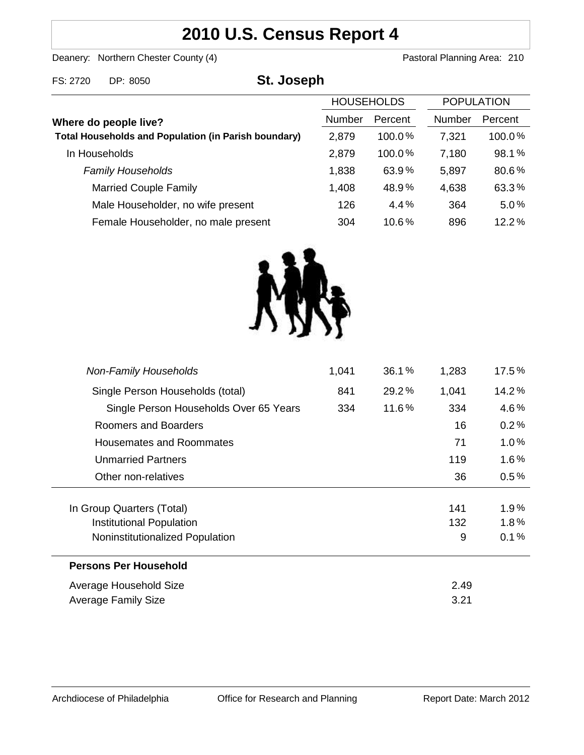# 2010 U.S. Census Report 4

Deanery: Northern Chester County (4) Pastoral Planning Area: 210

FS: 2720 DP: 8050 **St. Joseph**

| Where do people live? | HOUSEHOLDS Number | HOUSEHOLDS Percent | POPULATION Number | POPULATION Percent |
|---|---|---|---|---|
| **Total Households and Population (in Parish boundary)** | 2,879 | 100.0% | 7,321 | 100.0% |
| In Households | 2,879 | 100.0% | 7,180 | 98.1% |
| *Family Households* | 1,838 | 63.9% | 5,897 | 80.6% |
| Married Couple Family | 1,408 | 48.9% | 4,638 | 63.3% |
| Male Householder, no wife present | 126 | 4.4% | 364 | 5.0% |
| Female Householder, no male present | 304 | 10.6% | 896 | 12.2% |
| *Non-Family Households* | 1,041 | 36.1% | 1,283 | 17.5% |
| Single Person Households (total) | 841 | 29.2% | 1,041 | 14.2% |
| Single Person Households Over 65 Years | 334 | 11.6% | 334 | 4.6% |
| Roomers and Boarders | | | 16 | 0.2% |
| Housemates and Roommates | | | 71 | 1.0% |
| Unmarried Partners | | | 119 | 1.6% |
| Other non-relatives | | | 36 | 0.5% |
| In Group Quarters (Total) | | | 141 | 1.9% |
| Institutional Population | | | 132 | 1.8% |
| Noninstitutionalized Population | | | 9 | 0.1% |

**Persons Per Household**

| | |
|---|---|
| Average Household Size | 2.49 |
| Average Family Size | 3.21 |

Archdiocese of Philadelphia Office for Research and Planning Report Date: March 2012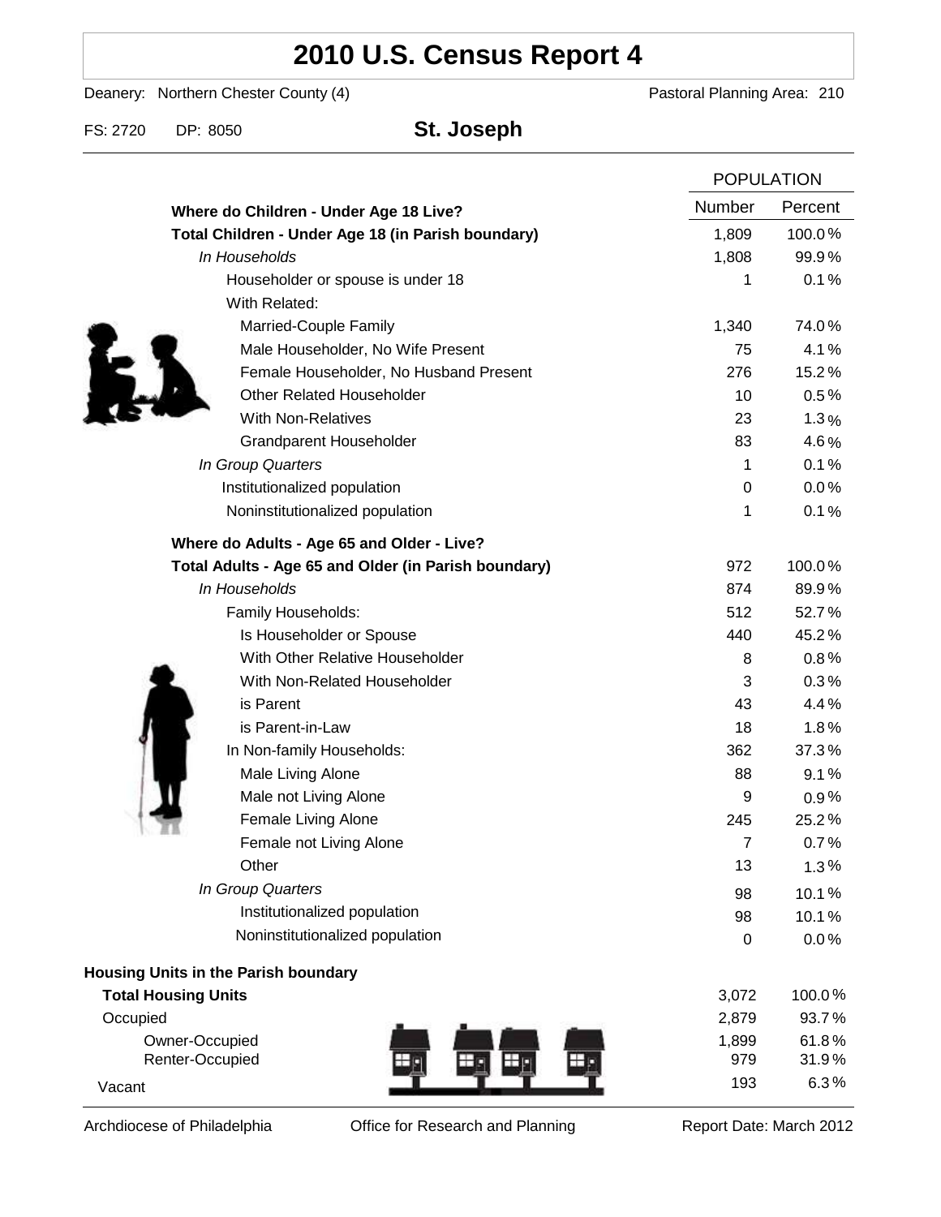# 2010 U.S. Census Report 4

Deanery: Northern Chester County (4) Pastoral Planning Area: 210

FS: 2720 DP: 8050 **St. Joseph**

| | POPULATION | |
|---|---|---|
| | Number | Percent |
| **Where do Children - Under Age 18 Live?** | | |
| **Total Children - Under Age 18 (in Parish boundary)** | 1,809 | 100.0% |
| *In Households* | 1,808 | 99.9% |
| Householder or spouse is under 18 | 1 | 0.1% |
| With Related: | | |
| Married-Couple Family | 1,340 | 74.0% |
| Male Householder, No Wife Present | 75 | 4.1% |
| Female Householder, No Husband Present | 276 | 15.2% |
| Other Related Householder | 10 | 0.5% |
| With Non-Relatives | 23 | 1.3% |
| Grandparent Householder | 83 | 4.6% |
| *In Group Quarters* | 1 | 0.1% |
| Institutionalized population | 0 | 0.0% |
| Noninstitutionalized population | 1 | 0.1% |
| **Where do Adults - Age 65 and Older - Live?** | | |
| **Total Adults - Age 65 and Older (in Parish boundary)** | 972 | 100.0% |
| *In Households* | 874 | 89.9% |
| Family Households: | 512 | 52.7% |
| Is Householder or Spouse | 440 | 45.2% |
| With Other Relative Householder | 8 | 0.8% |
| With Non-Related Householder | 3 | 0.3% |
| is Parent | 43 | 4.4% |
| is Parent-in-Law | 18 | 1.8% |
| In Non-family Households: | 362 | 37.3% |
| Male Living Alone | 88 | 9.1% |
| Male not Living Alone | 9 | 0.9% |
| Female Living Alone | 245 | 25.2% |
| Female not Living Alone | 7 | 0.7% |
| Other | 13 | 1.3% |
| *In Group Quarters* | 98 | 10.1% |
| Institutionalized population | 98 | 10.1% |
| Noninstitutionalized population | 0 | 0.0% |
| **Housing Units in the Parish boundary** | | |
| **Total Housing Units** | 3,072 | 100.0% |
| Occupied | 2,879 | 93.7% |
| Owner-Occupied | 1,899 | 61.8% |
| Renter-Occupied | 979 | 31.9% |
| Vacant | 193 | 6.3% |

Archdiocese of Philadelphia Office for Research and Planning Report Date: March 2012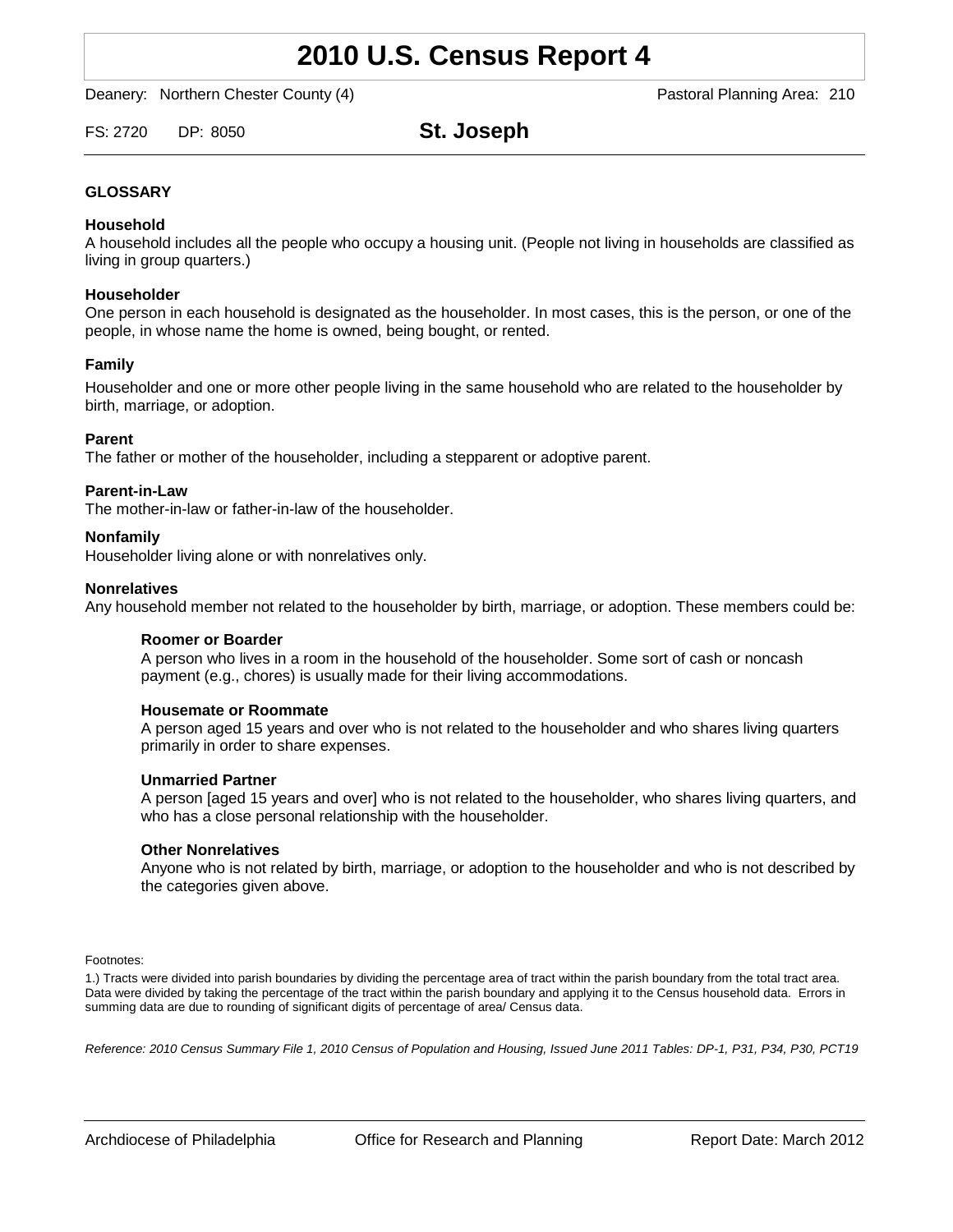# 2010 U.S. Census Report 4

Deanery: Northern Chester County (4) Pastoral Planning Area: 210

FS: 2720 DP: 8050

## St. Joseph

### GLOSSARY

**Household**
A household includes all the people who occupy a housing unit. (People not living in households are classified as living in group quarters.)

**Householder**
One person in each household is designated as the householder. In most cases, this is the person, or one of the people, in whose name the home is owned, being bought, or rented.

**Family**
Householder and one or more other people living in the same household who are related to the householder by birth, marriage, or adoption.

**Parent**
The father or mother of the householder, including a stepparent or adoptive parent.

**Parent-in-Law**
The mother-in-law or father-in-law of the householder.

**Nonfamily**
Householder living alone or with nonrelatives only.

**Nonrelatives**
Any household member not related to the householder by birth, marriage, or adoption. These members could be:

> **Roomer or Boarder**
> A person who lives in a room in the household of the householder. Some sort of cash or noncash payment (e.g., chores) is usually made for their living accommodations.
>
> **Housemate or Roommate**
> A person aged 15 years and over who is not related to the householder and who shares living quarters primarily in order to share expenses.
>
> **Unmarried Partner**
> A person [aged 15 years and over] who is not related to the householder, who shares living quarters, and who has a close personal relationship with the householder.
>
> **Other Nonrelatives**
> Anyone who is not related by birth, marriage, or adoption to the householder and who is not described by the categories given above.

Footnotes:

1.) Tracts were divided into parish boundaries by dividing the percentage area of tract within the parish boundary from the total tract area. Data were divided by taking the percentage of the tract within the parish boundary and applying it to the Census household data. Errors in summing data are due to rounding of significant digits of percentage of area/ Census data.

*Reference: 2010 Census Summary File 1, 2010 Census of Population and Housing, Issued June 2011 Tables: DP-1, P31, P34, P30, PCT19*

Archdiocese of Philadelphia Office for Research and Planning Report Date: March 2012